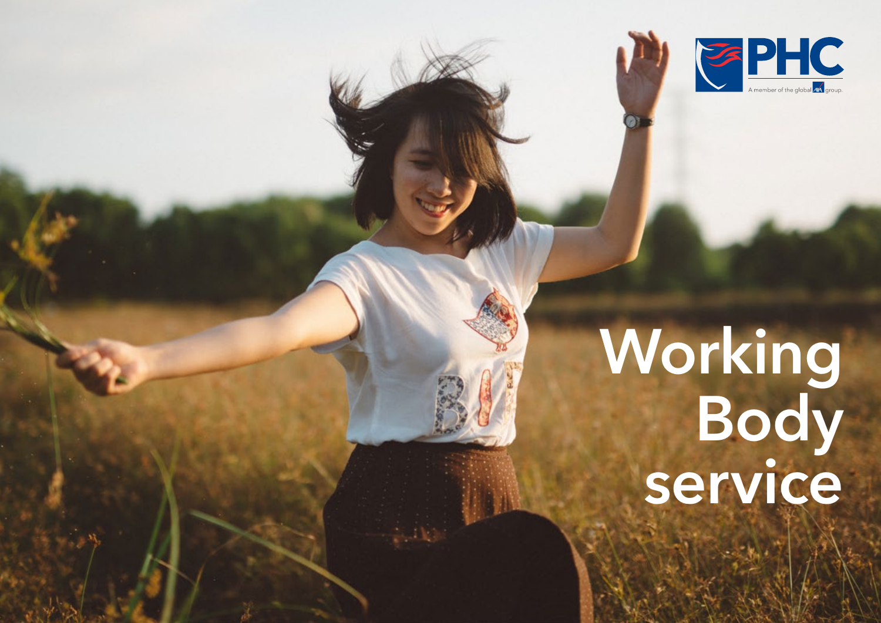PHC

A member of the global AXA group.

# Working Body service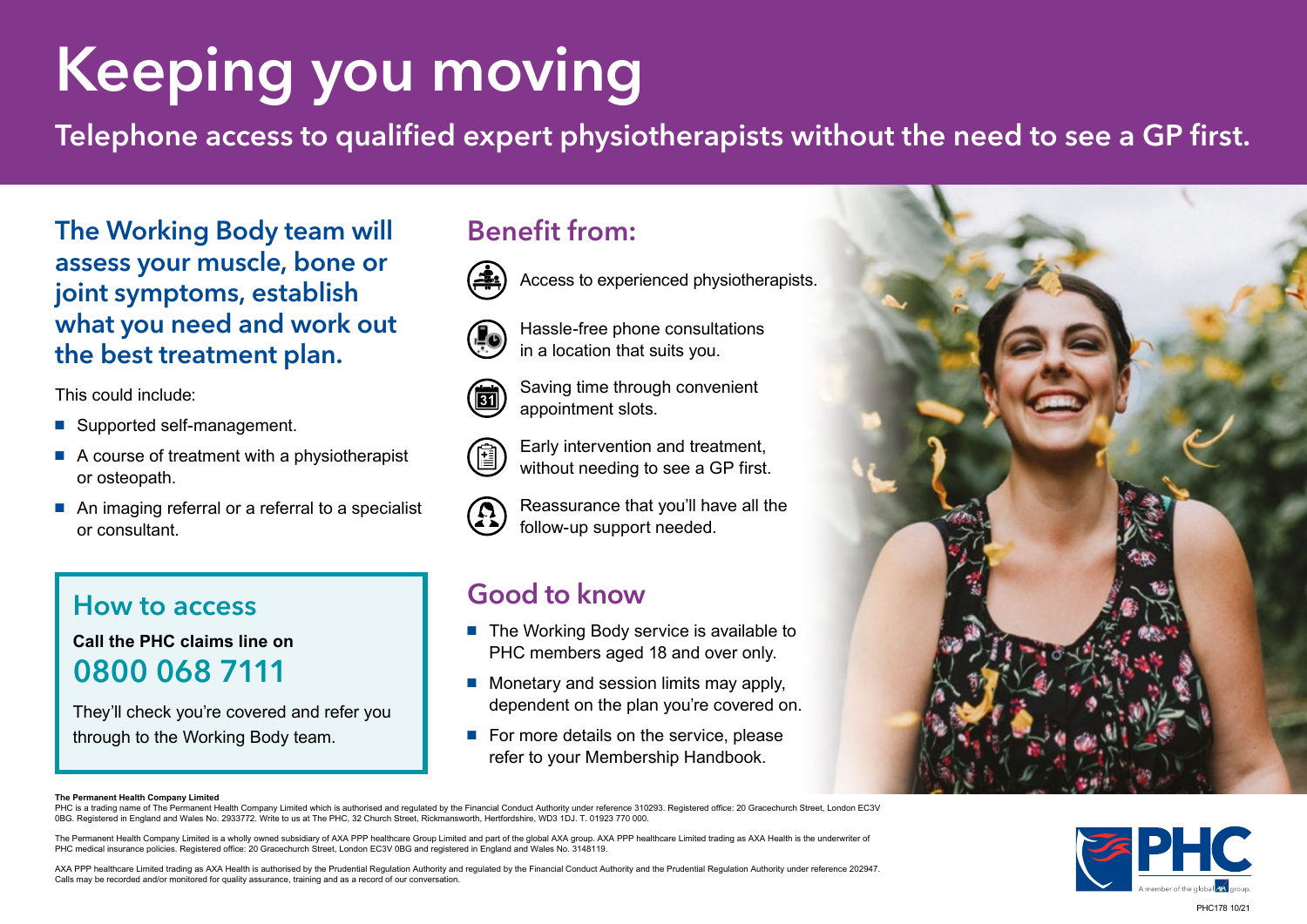# Keeping you moving

**Telephone access to qualified expert physiotherapists without the need to see a GP first.**

## The Working Body team will assess your muscle, bone or joint symptoms, establish what you need and work out the best treatment plan.

This could include:

- Supported self-management.
- A course of treatment with a physiotherapist or osteopath.
- An imaging referral or a referral to a specialist or consultant.

## How to access

**Call the PHC claims line on**

## 0800 068 7111

They'll check you're covered and refer you through to the Working Body team.

## Benefit from:

- Access to experienced physiotherapists.
- Hassle-free phone consultations in a location that suits you.
- Saving time through convenient appointment slots.
- Early intervention and treatment, without needing to see a GP first.
- Reassurance that you'll have all the follow-up support needed.

## Good to know

- The Working Body service is available to PHC members aged 18 and over only.
- Monetary and session limits may apply, dependent on the plan you're covered on.
- For more details on the service, please refer to your Membership Handbook.

**The Permanent Health Company Limited**
PHC is a trading name of The Permanent Health Company Limited which is authorised and regulated by the Financial Conduct Authority under reference 310293. Registered office: 20 Gracechurch Street, London EC3V 0BG. Registered in England and Wales No. 2933772. Write to us at The PHC, 32 Church Street, Rickmansworth, Hertfordshire, WD3 1DJ. T. 01923 770 000.

The Permanent Health Company Limited is a wholly owned subsidiary of AXA PPP healthcare Group Limited and part of the global AXA group. AXA PPP healthcare Limited trading as AXA Health is the underwriter of PHC medical insurance policies. Registered office: 20 Gracechurch Street, London EC3V 0BG and registered in England and Wales No. 3148119.

AXA PPP healthcare Limited trading as AXA Health is authorised by the Prudential Regulation Authority and regulated by the Financial Conduct Authority and the Prudential Regulation Authority under reference 202947. Calls may be recorded and/or monitored for quality assurance, training and as a record of our conversation.

PHC

A member of the global AXA group.

PHC178 10/21